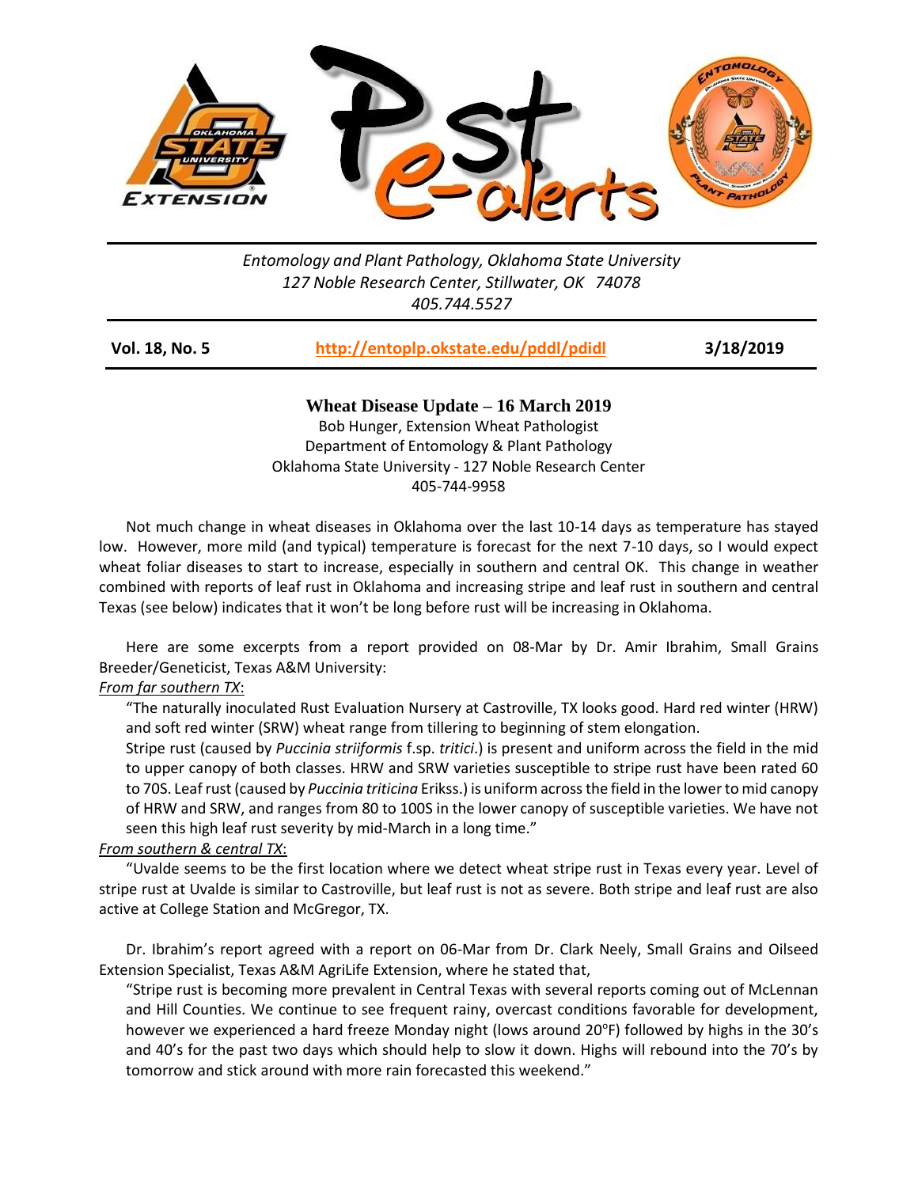Entomology and Plant Pathology, Oklahoma State University
127 Noble Research Center, Stillwater, OK 74078
405.744.5527

**Vol. 18, No. 5** | **http://entoplp.okstate.edu/pddl/pdidl** | **3/18/2019**

## Wheat Disease Update – 16 March 2019

Bob Hunger, Extension Wheat Pathologist
Department of Entomology & Plant Pathology
Oklahoma State University - 127 Noble Research Center
405-744-9958

Not much change in wheat diseases in Oklahoma over the last 10-14 days as temperature has stayed low. However, more mild (and typical) temperature is forecast for the next 7-10 days, so I would expect wheat foliar diseases to start to increase, especially in southern and central OK. This change in weather combined with reports of leaf rust in Oklahoma and increasing stripe and leaf rust in southern and central Texas (see below) indicates that it won't be long before rust will be increasing in Oklahoma.

Here are some excerpts from a report provided on 08-Mar by Dr. Amir Ibrahim, Small Grains Breeder/Geneticist, Texas A&M University:

*From far southern TX*:

"The naturally inoculated Rust Evaluation Nursery at Castroville, TX looks good. Hard red winter (HRW) and soft red winter (SRW) wheat range from tillering to beginning of stem elongation.

Stripe rust (caused by *Puccinia striiformis* f.sp. *tritici*.) is present and uniform across the field in the mid to upper canopy of both classes. HRW and SRW varieties susceptible to stripe rust have been rated 60 to 70S. Leaf rust (caused by *Puccinia triticina* Erikss.) is uniform across the field in the lower to mid canopy of HRW and SRW, and ranges from 80 to 100S in the lower canopy of susceptible varieties. We have not seen this high leaf rust severity by mid-March in a long time."

*From southern & central TX*:

"Uvalde seems to be the first location where we detect wheat stripe rust in Texas every year. Level of stripe rust at Uvalde is similar to Castroville, but leaf rust is not as severe. Both stripe and leaf rust are also active at College Station and McGregor, TX.

Dr. Ibrahim's report agreed with a report on 06-Mar from Dr. Clark Neely, Small Grains and Oilseed Extension Specialist, Texas A&M AgriLife Extension, where he stated that,

"Stripe rust is becoming more prevalent in Central Texas with several reports coming out of McLennan and Hill Counties. We continue to see frequent rainy, overcast conditions favorable for development, however we experienced a hard freeze Monday night (lows around 20°F) followed by highs in the 30's and 40's for the past two days which should help to slow it down. Highs will rebound into the 70's by tomorrow and stick around with more rain forecasted this weekend."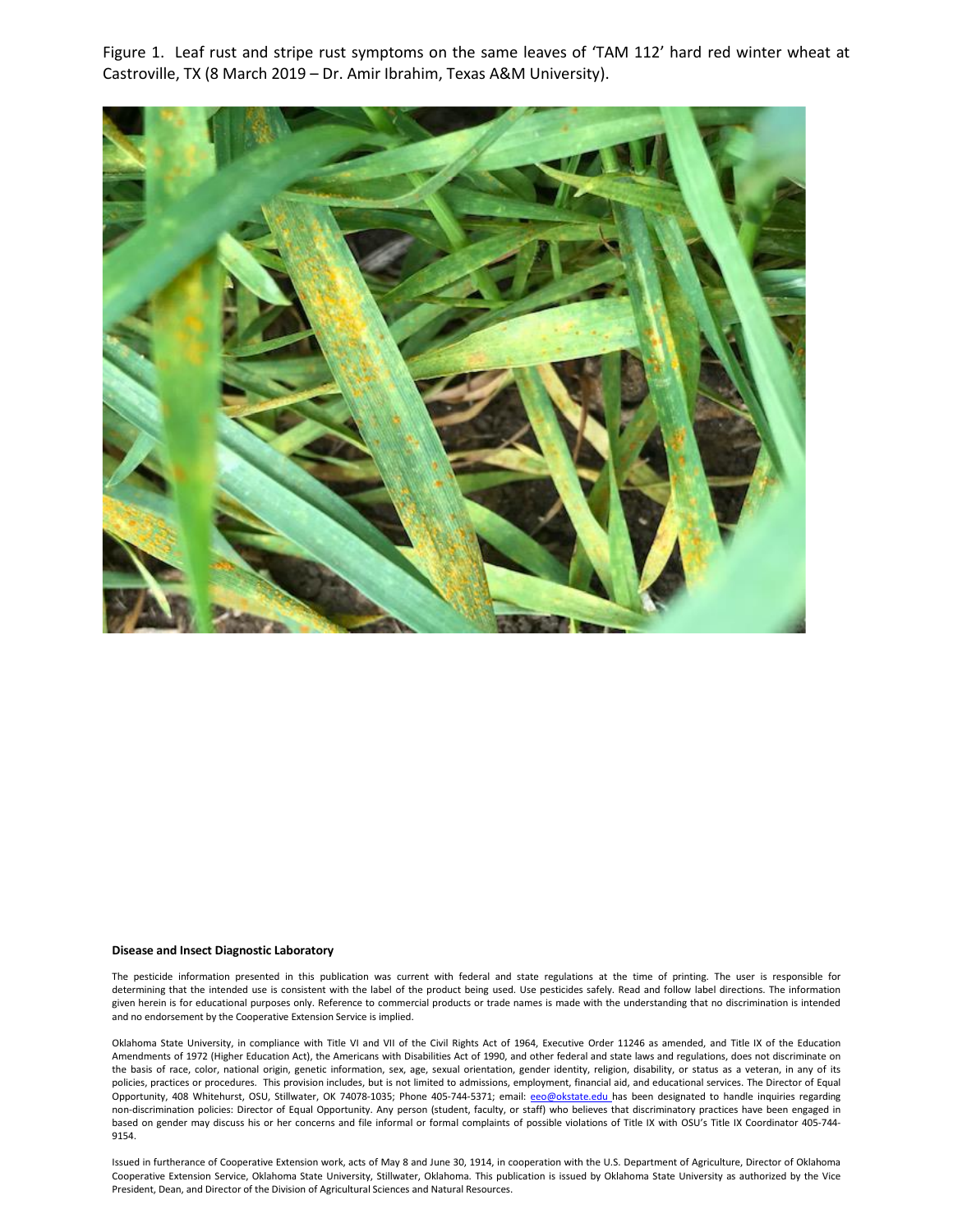Figure 1. Leaf rust and stripe rust symptoms on the same leaves of 'TAM 112' hard red winter wheat at Castroville, TX (8 March 2019 – Dr. Amir Ibrahim, Texas A&M University).

**Disease and Insect Diagnostic Laboratory**

The pesticide information presented in this publication was current with federal and state regulations at the time of printing. The user is responsible for determining that the intended use is consistent with the label of the product being used. Use pesticides safely. Read and follow label directions. The information given herein is for educational purposes only. Reference to commercial products or trade names is made with the understanding that no discrimination is intended and no endorsement by the Cooperative Extension Service is implied.

Oklahoma State University, in compliance with Title VI and VII of the Civil Rights Act of 1964, Executive Order 11246 as amended, and Title IX of the Education Amendments of 1972 (Higher Education Act), the Americans with Disabilities Act of 1990, and other federal and state laws and regulations, does not discriminate on the basis of race, color, national origin, genetic information, sex, age, sexual orientation, gender identity, religion, disability, or status as a veteran, in any of its policies, practices or procedures. This provision includes, but is not limited to admissions, employment, financial aid, and educational services. The Director of Equal Opportunity, 408 Whitehurst, OSU, Stillwater, OK 74078-1035; Phone 405-744-5371; email: eeo@okstate.edu has been designated to handle inquiries regarding non-discrimination policies: Director of Equal Opportunity. Any person (student, faculty, or staff) who believes that discriminatory practices have been engaged in based on gender may discuss his or her concerns and file informal or formal complaints of possible violations of Title IX with OSU's Title IX Coordinator 405-744-9154.

Issued in furtherance of Cooperative Extension work, acts of May 8 and June 30, 1914, in cooperation with the U.S. Department of Agriculture, Director of Oklahoma Cooperative Extension Service, Oklahoma State University, Stillwater, Oklahoma. This publication is issued by Oklahoma State University as authorized by the Vice President, Dean, and Director of the Division of Agricultural Sciences and Natural Resources.